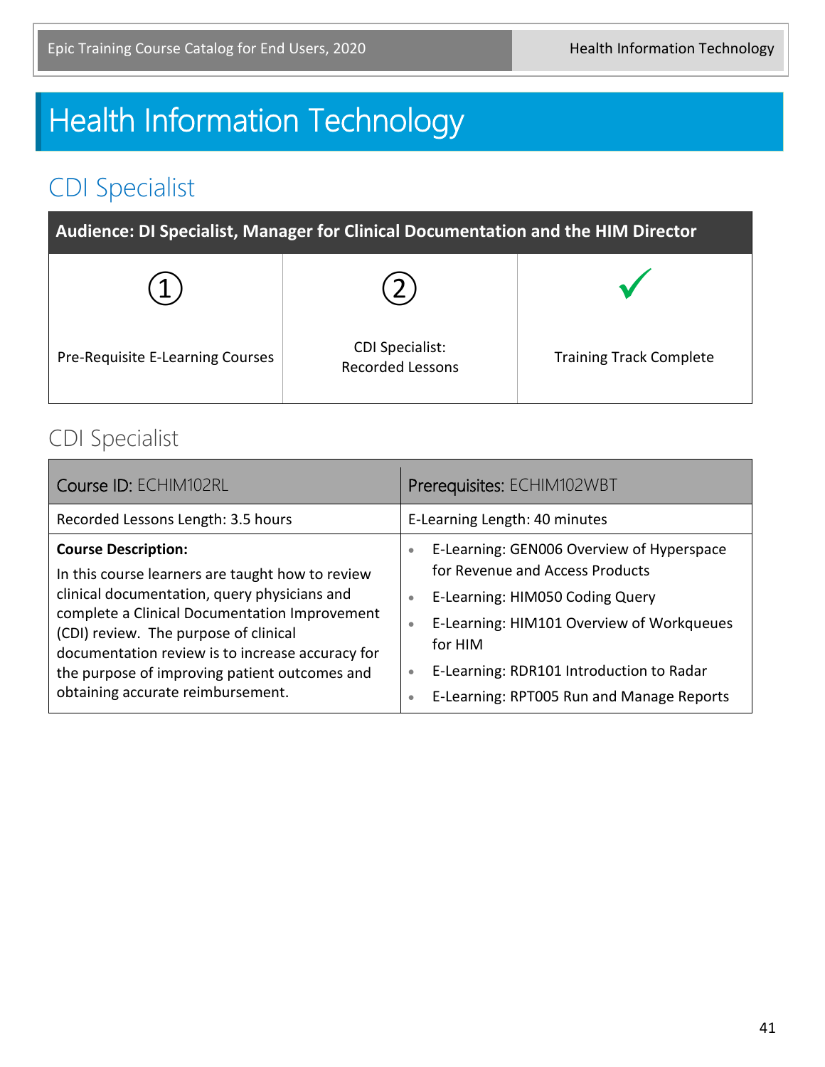# Health Information Technology

## CDI Specialist

**Audience: DI Specialist, Manager for Clinical Documentation and the HIM Director**

| ① | ② | ✓ |
|---|---|---|
| Pre-Requisite E-Learning Courses | CDI Specialist: Recorded Lessons | Training Track Complete |

### CDI Specialist

| Course ID: ECHIM102RL | Prerequisites: ECHIM102WBT |
|---|---|
| Recorded Lessons Length: 3.5 hours | E-Learning Length: 40 minutes |
| **Course Description:** In this course learners are taught how to review clinical documentation, query physicians and complete a Clinical Documentation Improvement (CDI) review. The purpose of clinical documentation review is to increase accuracy for the purpose of improving patient outcomes and obtaining accurate reimbursement. | • E-Learning: GEN006 Overview of Hyperspace for Revenue and Access Products<br>• E-Learning: HIM050 Coding Query<br>• E-Learning: HIM101 Overview of Workqueues for HIM<br>• E-Learning: RDR101 Introduction to Radar<br>• E-Learning: RPT005 Run and Manage Reports |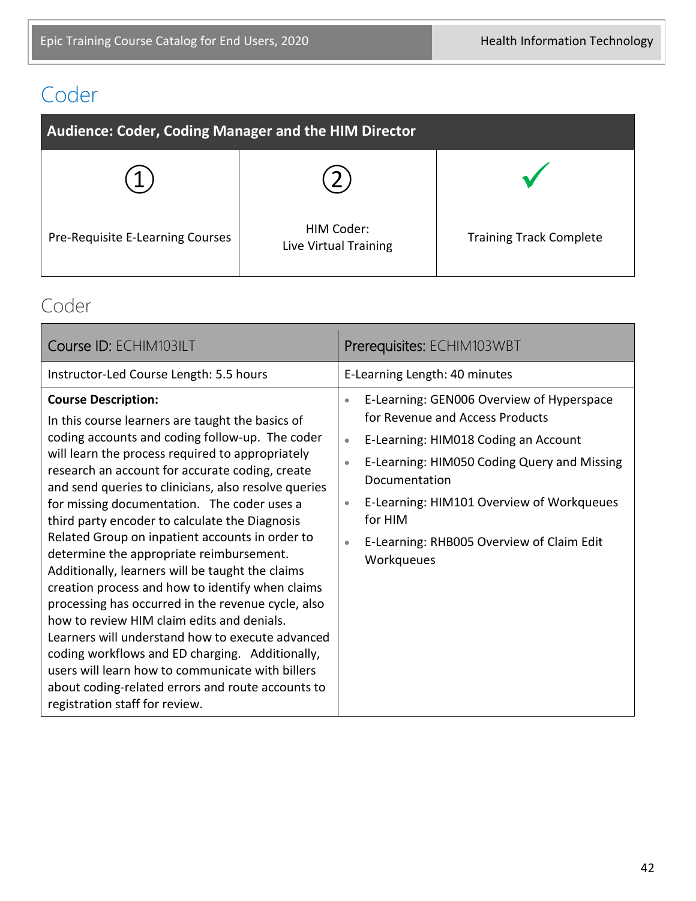# Coder

| Audience: Coder, Coding Manager and the HIM Director | | |
|---|---|---|
| ① Pre-Requisite E-Learning Courses | ② HIM Coder: Live Virtual Training | ✓ Training Track Complete |

## Coder

| Course ID: ECHIM103ILT | Prerequisites: ECHIM103WBT |
|---|---|
| Instructor-Led Course Length: 5.5 hours | E-Learning Length: 40 minutes |
| **Course Description:** In this course learners are taught the basics of coding accounts and coding follow-up. The coder will learn the process required to appropriately research an account for accurate coding, create and send queries to clinicians, also resolve queries for missing documentation. The coder uses a third party encoder to calculate the Diagnosis Related Group on inpatient accounts in order to determine the appropriate reimbursement. Additionally, learners will be taught the claims creation process and how to identify when claims processing has occurred in the revenue cycle, also how to review HIM claim edits and denials. Learners will understand how to execute advanced coding workflows and ED charging. Additionally, users will learn how to communicate with billers about coding-related errors and route accounts to registration staff for review. | • E-Learning: GEN006 Overview of Hyperspace for Revenue and Access Products<br>• E-Learning: HIM018 Coding an Account<br>• E-Learning: HIM050 Coding Query and Missing Documentation<br>• E-Learning: HIM101 Overview of Workqueues for HIM<br>• E-Learning: RHB005 Overview of Claim Edit Workqueues |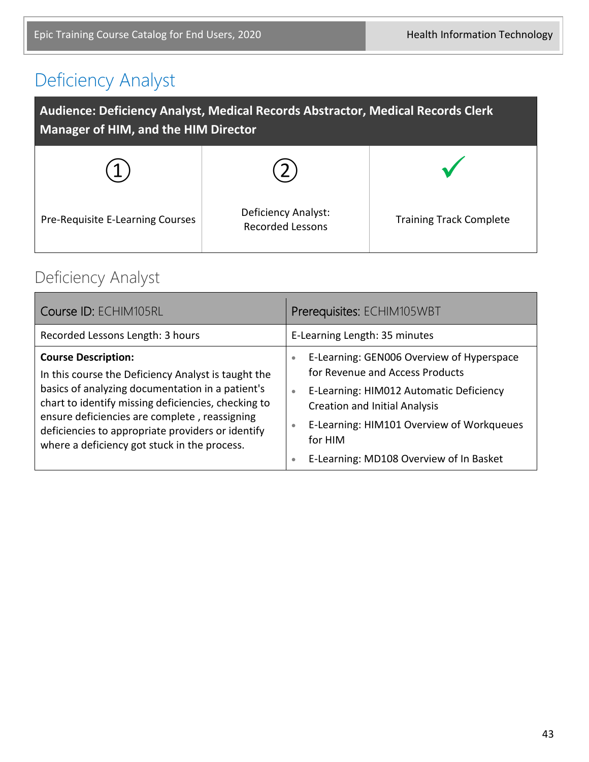# Deficiency Analyst

| Audience: Deficiency Analyst, Medical Records Abstractor, Medical Records Clerk Manager of HIM, and the HIM Director | | |
|---|---|---|
| ① | ② | ✓ |
| Pre-Requisite E-Learning Courses | Deficiency Analyst: Recorded Lessons | Training Track Complete |

## Deficiency Analyst

| Course ID: ECHIM105RL | Prerequisites: ECHIM105WBT |
|---|---|
| Recorded Lessons Length: 3 hours | E-Learning Length: 35 minutes |
| **Course Description:** In this course the Deficiency Analyst is taught the basics of analyzing documentation in a patient's chart to identify missing deficiencies, checking to ensure deficiencies are complete , reassigning deficiencies to appropriate providers or identify where a deficiency got stuck in the process. | • E-Learning: GEN006 Overview of Hyperspace for Revenue and Access Products<br>• E-Learning: HIM012 Automatic Deficiency Creation and Initial Analysis<br>• E-Learning: HIM101 Overview of Workqueues for HIM<br>• E-Learning: MD108 Overview of In Basket |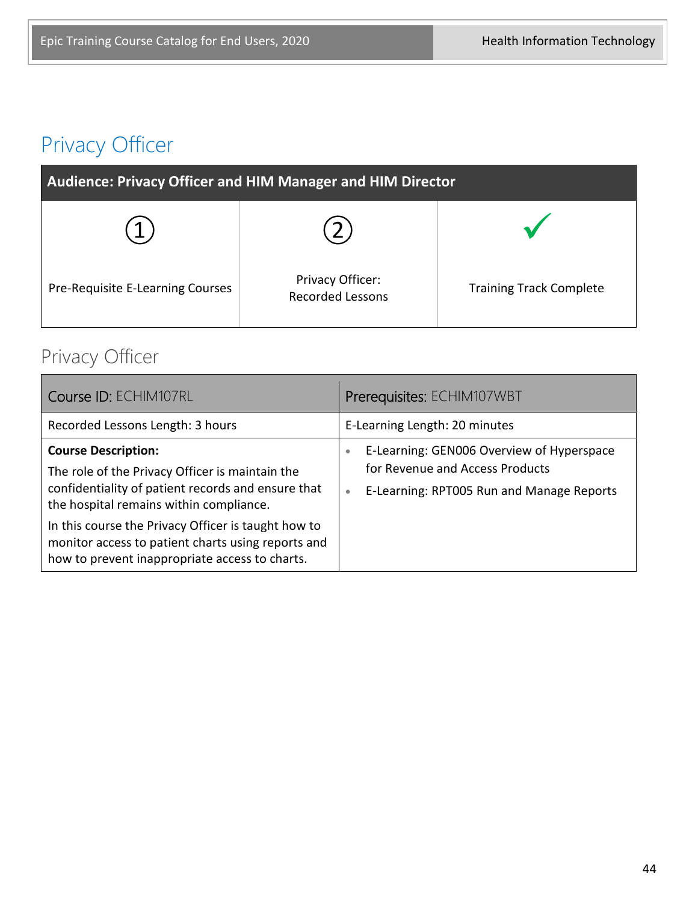# Privacy Officer

| Audience: Privacy Officer and HIM Manager and HIM Director | | |
|---|---|---|
| ① | ② | ✓ |
| Pre-Requisite E-Learning Courses | Privacy Officer: Recorded Lessons | Training Track Complete |

## Privacy Officer

| Course ID: ECHIM107RL | Prerequisites: ECHIM107WBT |
|---|---|
| Recorded Lessons Length: 3 hours | E-Learning Length: 20 minutes |
| **Course Description:** The role of the Privacy Officer is maintain the confidentiality of patient records and ensure that the hospital remains within compliance. In this course the Privacy Officer is taught how to monitor access to patient charts using reports and how to prevent inappropriate access to charts. | • E-Learning: GEN006 Overview of Hyperspace for Revenue and Access Products • E-Learning: RPT005 Run and Manage Reports |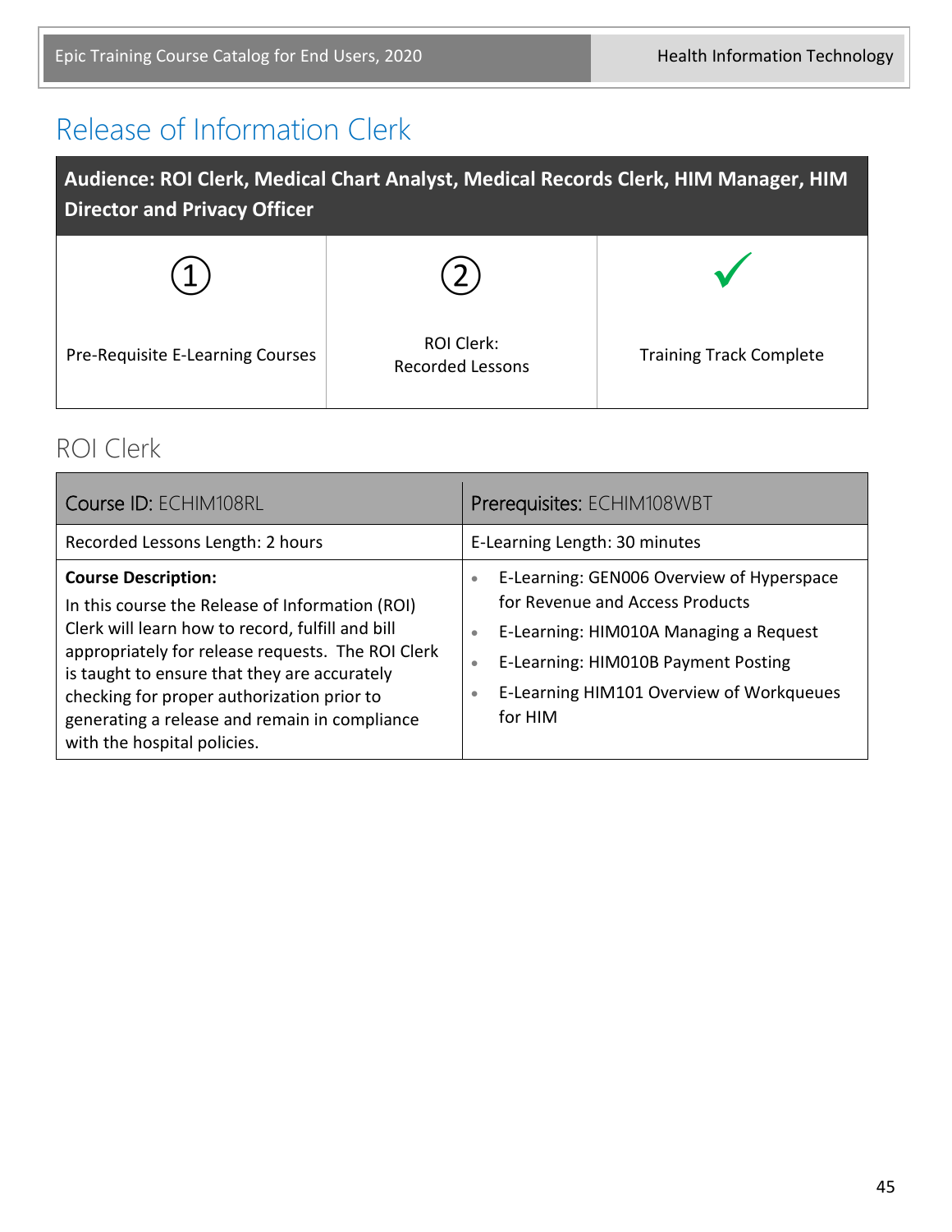# Release of Information Clerk

| Audience: ROI Clerk, Medical Chart Analyst, Medical Records Clerk, HIM Manager, HIM Director and Privacy Officer | | |
|---|---|---|
| ① | ② | ✓ |
| Pre-Requisite E-Learning Courses | ROI Clerk: Recorded Lessons | Training Track Complete |

## ROI Clerk

| Course ID: ECHIM108RL | Prerequisites: ECHIM108WBT |
|---|---|
| Recorded Lessons Length: 2 hours | E-Learning Length: 30 minutes |
| **Course Description:** In this course the Release of Information (ROI) Clerk will learn how to record, fulfill and bill appropriately for release requests. The ROI Clerk is taught to ensure that they are accurately checking for proper authorization prior to generating a release and remain in compliance with the hospital policies. | • E-Learning: GEN006 Overview of Hyperspace for Revenue and Access Products<br>• E-Learning: HIM010A Managing a Request<br>• E-Learning: HIM010B Payment Posting<br>• E-Learning HIM101 Overview of Workqueues for HIM |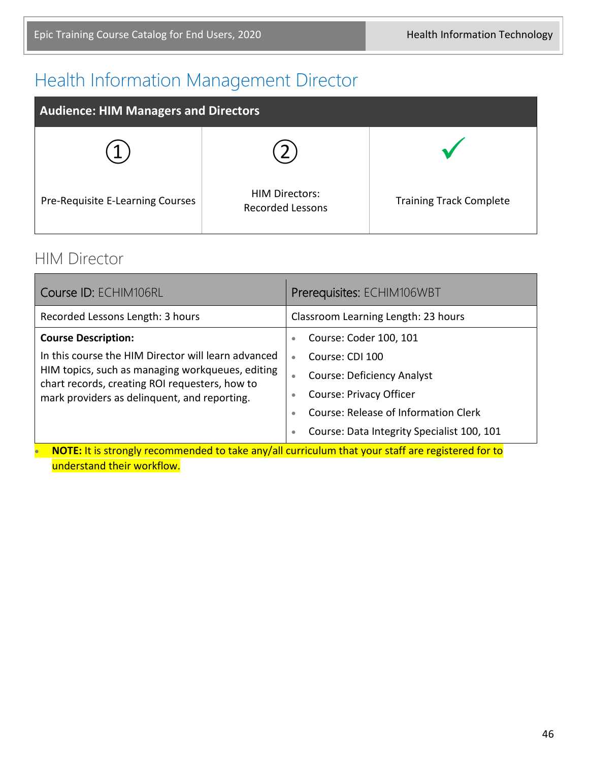# Health Information Management Director

| Audience: HIM Managers and Directors | | |
|---|---|---|
| ① Pre-Requisite E-Learning Courses | ② HIM Directors: Recorded Lessons | ✓ Training Track Complete |

## HIM Director

| Course ID: ECHIM106RL | Prerequisites: ECHIM106WBT |
|---|---|
| Recorded Lessons Length: 3 hours | Classroom Learning Length: 23 hours |
| **Course Description:** In this course the HIM Director will learn advanced HIM topics, such as managing workqueues, editing chart records, creating ROI requesters, how to mark providers as delinquent, and reporting. | • Course: Coder 100, 101<br>• Course: CDI 100<br>• Course: Deficiency Analyst<br>• Course: Privacy Officer<br>• Course: Release of Information Clerk<br>• Course: Data Integrity Specialist 100, 101 |

- **NOTE:** It is strongly recommended to take any/all curriculum that your staff are registered for to understand their workflow.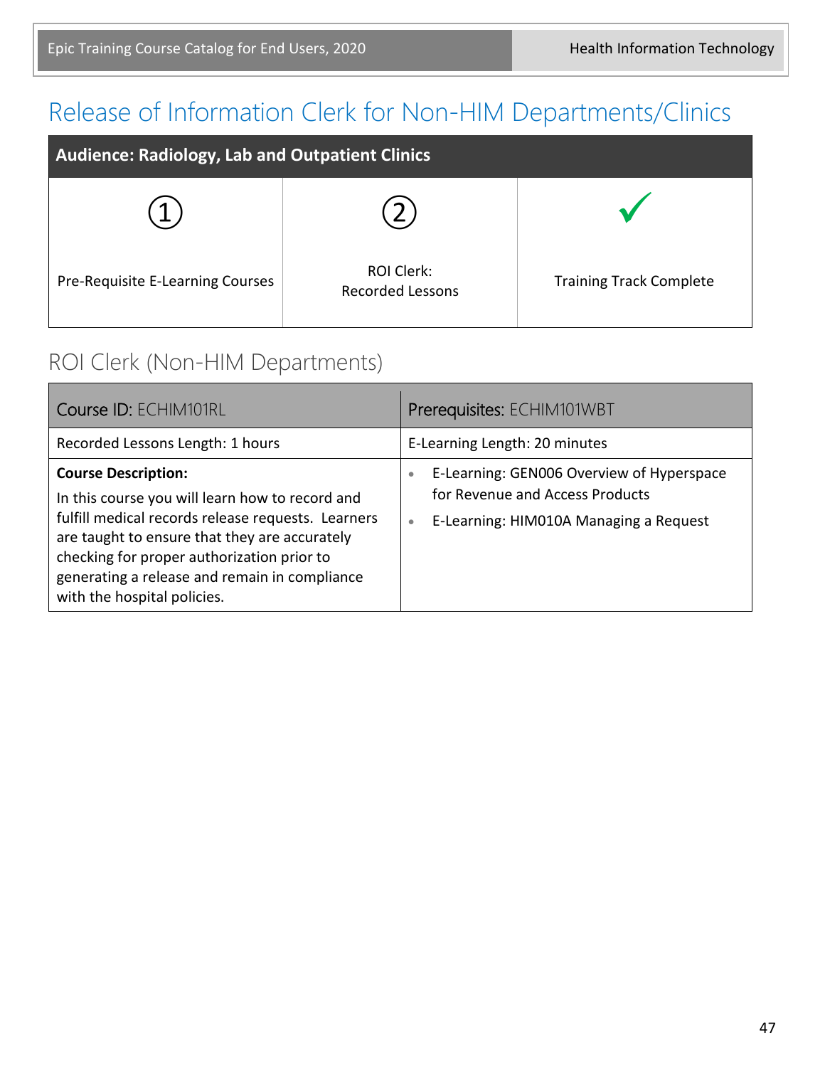# Release of Information Clerk for Non-HIM Departments/Clinics

| Audience: Radiology, Lab and Outpatient Clinics | | |
|---|---|---|
| ① Pre-Requisite E-Learning Courses | ② ROI Clerk: Recorded Lessons | ✓ Training Track Complete |

## ROI Clerk (Non-HIM Departments)

| Course ID: ECHIM101RL | Prerequisites: ECHIM101WBT |
|---|---|
| Recorded Lessons Length: 1 hours | E-Learning Length: 20 minutes |
| **Course Description:** In this course you will learn how to record and fulfill medical records release requests. Learners are taught to ensure that they are accurately checking for proper authorization prior to generating a release and remain in compliance with the hospital policies. | • E-Learning: GEN006 Overview of Hyperspace for Revenue and Access Products<br>• E-Learning: HIM010A Managing a Request |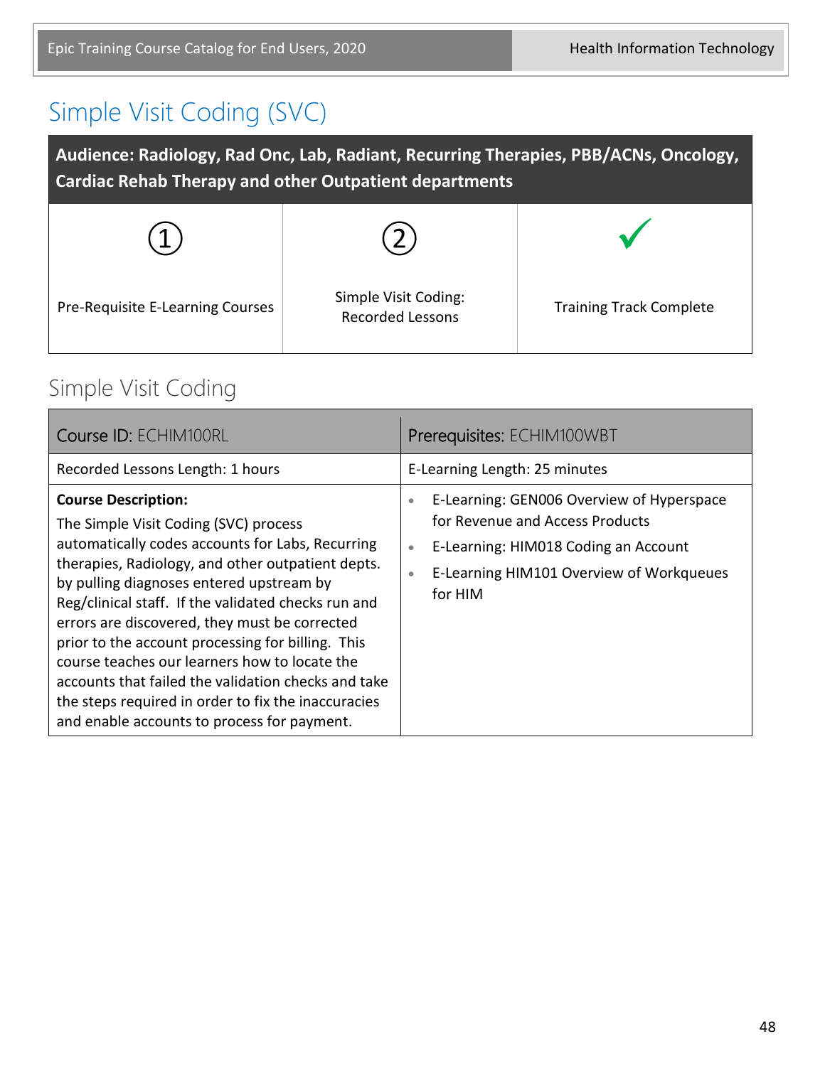# Simple Visit Coding (SVC)

**Audience: Radiology, Rad Onc, Lab, Radiant, Recurring Therapies, PBB/ACNs, Oncology, Cardiac Rehab Therapy and other Outpatient departments**

| ① | ② | ✓ |
|---|---|---|
| Pre-Requisite E-Learning Courses | Simple Visit Coding: Recorded Lessons | Training Track Complete |

## Simple Visit Coding

| Course ID: ECHIM100RL | Prerequisites: ECHIM100WBT |
|---|---|
| Recorded Lessons Length: 1 hours | E-Learning Length: 25 minutes |
| **Course Description:** The Simple Visit Coding (SVC) process automatically codes accounts for Labs, Recurring therapies, Radiology, and other outpatient depts. by pulling diagnoses entered upstream by Reg/clinical staff. If the validated checks run and errors are discovered, they must be corrected prior to the account processing for billing. This course teaches our learners how to locate the accounts that failed the validation checks and take the steps required in order to fix the inaccuracies and enable accounts to process for payment. | • E-Learning: GEN006 Overview of Hyperspace for Revenue and Access Products<br>• E-Learning: HIM018 Coding an Account<br>• E-Learning HIM101 Overview of Workqueues for HIM |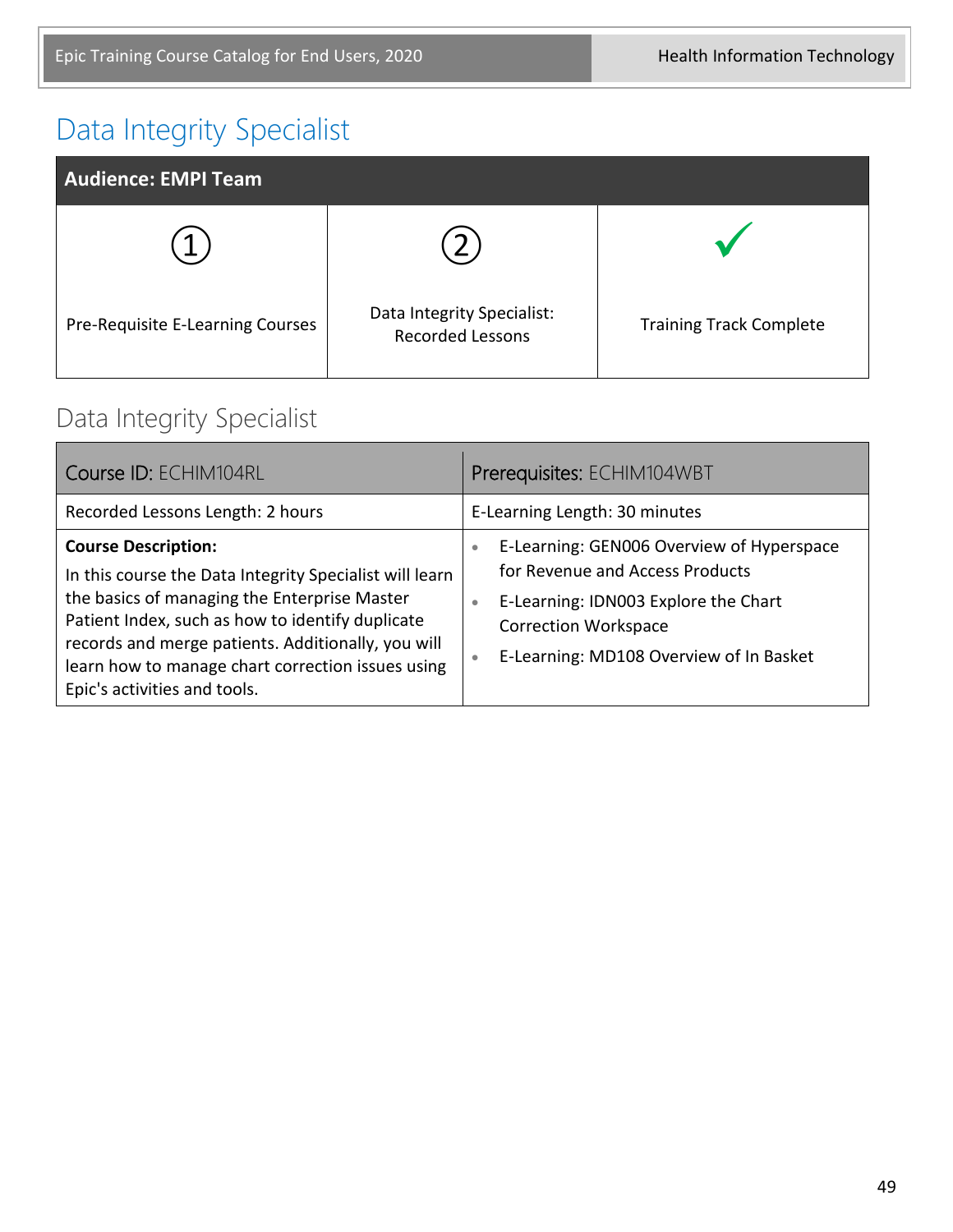# Data Integrity Specialist

| Audience: EMPI Team | | |
|---|---|---|
| ① Pre-Requisite E-Learning Courses | ② Data Integrity Specialist: Recorded Lessons | ✓ Training Track Complete |

## Data Integrity Specialist

| Course ID: ECHIM104RL | Prerequisites: ECHIM104WBT |
|---|---|
| Recorded Lessons Length: 2 hours | E-Learning Length: 30 minutes |
| **Course Description:** In this course the Data Integrity Specialist will learn the basics of managing the Enterprise Master Patient Index, such as how to identify duplicate records and merge patients. Additionally, you will learn how to manage chart correction issues using Epic's activities and tools. | • E-Learning: GEN006 Overview of Hyperspace for Revenue and Access Products<br>• E-Learning: IDN003 Explore the Chart Correction Workspace<br>• E-Learning: MD108 Overview of In Basket |